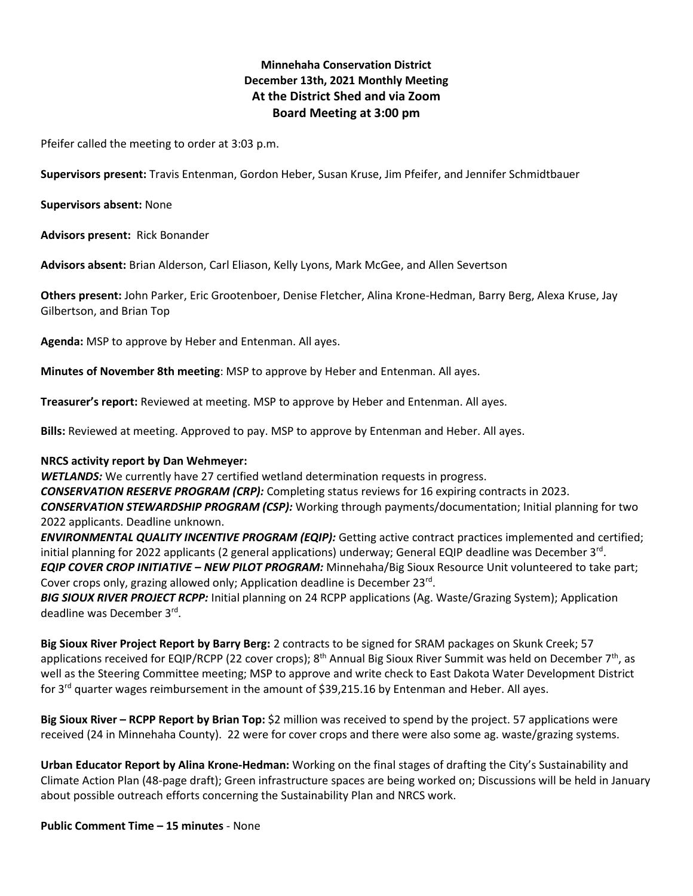**Minnehaha Conservation District**
**December 13th, 2021 Monthly Meeting**
**At the District Shed and via Zoom**
**Board Meeting at 3:00 pm**

Pfeifer called the meeting to order at 3:03 p.m.

**Supervisors present:** Travis Entenman, Gordon Heber, Susan Kruse, Jim Pfeifer, and Jennifer Schmidtbauer

**Supervisors absent:** None

**Advisors present:** Rick Bonander

**Advisors absent:** Brian Alderson, Carl Eliason, Kelly Lyons, Mark McGee, and Allen Severtson

**Others present:** John Parker, Eric Grootenboer, Denise Fletcher, Alina Krone-Hedman, Barry Berg, Alexa Kruse, Jay Gilbertson, and Brian Top

**Agenda:** MSP to approve by Heber and Entenman. All ayes.

**Minutes of November 8th meeting**: MSP to approve by Heber and Entenman. All ayes.

**Treasurer's report:** Reviewed at meeting. MSP to approve by Heber and Entenman. All ayes.

**Bills:** Reviewed at meeting. Approved to pay. MSP to approve by Entenman and Heber. All ayes.

**NRCS activity report by Dan Wehmeyer:**

***WETLANDS:*** We currently have 27 certified wetland determination requests in progress.
***CONSERVATION RESERVE PROGRAM (CRP):*** Completing status reviews for 16 expiring contracts in 2023.
***CONSERVATION STEWARDSHIP PROGRAM (CSP):*** Working through payments/documentation; Initial planning for two 2022 applicants. Deadline unknown.
***ENVIRONMENTAL QUALITY INCENTIVE PROGRAM (EQIP):*** Getting active contract practices implemented and certified; initial planning for 2022 applicants (2 general applications) underway; General EQIP deadline was December 3rd.
***EQIP COVER CROP INITIATIVE – NEW PILOT PROGRAM:*** Minnehaha/Big Sioux Resource Unit volunteered to take part; Cover crops only, grazing allowed only; Application deadline is December 23rd.
***BIG SIOUX RIVER PROJECT RCPP:*** Initial planning on 24 RCPP applications (Ag. Waste/Grazing System); Application deadline was December 3rd.

**Big Sioux River Project Report by Barry Berg:** 2 contracts to be signed for SRAM packages on Skunk Creek; 57 applications received for EQIP/RCPP (22 cover crops); 8th Annual Big Sioux River Summit was held on December 7th, as well as the Steering Committee meeting; MSP to approve and write check to East Dakota Water Development District for 3rd quarter wages reimbursement in the amount of $39,215.16 by Entenman and Heber. All ayes.

**Big Sioux River – RCPP Report by Brian Top:** $2 million was received to spend by the project. 57 applications were received (24 in Minnehaha County). 22 were for cover crops and there were also some ag. waste/grazing systems.

**Urban Educator Report by Alina Krone-Hedman:** Working on the final stages of drafting the City's Sustainability and Climate Action Plan (48-page draft); Green infrastructure spaces are being worked on; Discussions will be held in January about possible outreach efforts concerning the Sustainability Plan and NRCS work.

**Public Comment Time – 15 minutes** - None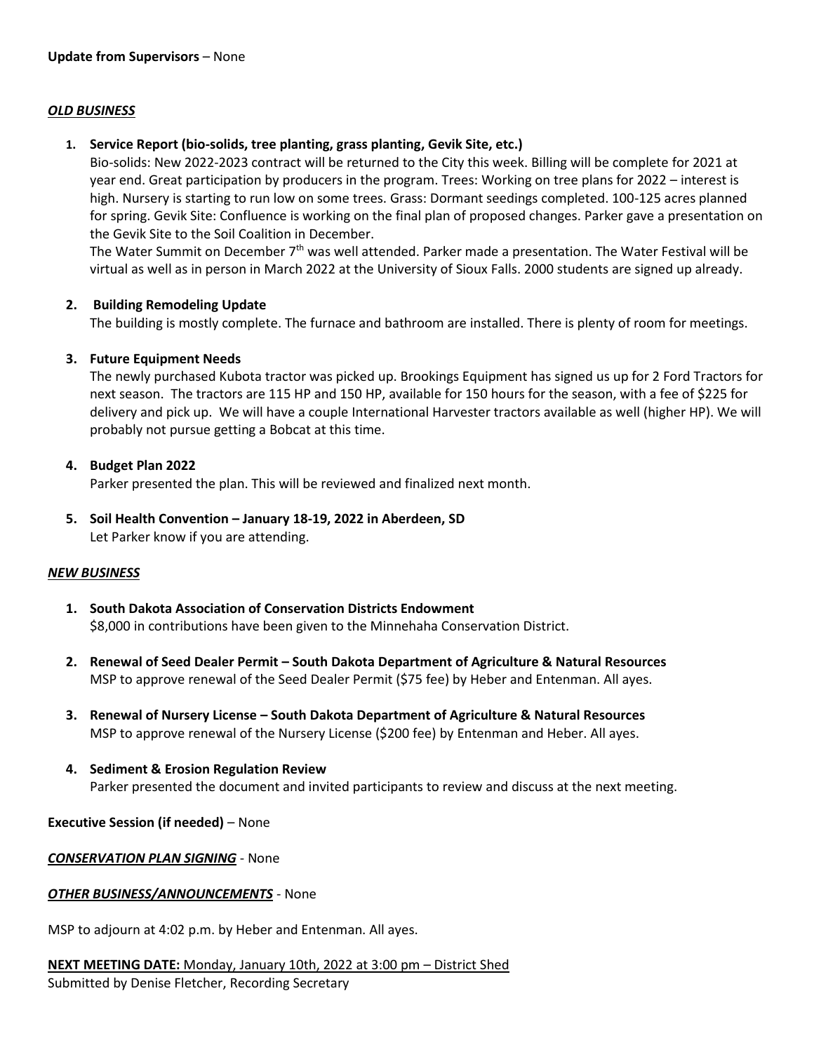**Update from Supervisors** – None

***OLD BUSINESS***

1. **Service Report (bio-solids, tree planting, grass planting, Gevik Site, etc.)**
   Bio-solids: New 2022-2023 contract will be returned to the City this week. Billing will be complete for 2021 at year end. Great participation by producers in the program. Trees: Working on tree plans for 2022 – interest is high. Nursery is starting to run low on some trees. Grass: Dormant seedings completed. 100-125 acres planned for spring. Gevik Site: Confluence is working on the final plan of proposed changes. Parker gave a presentation on the Gevik Site to the Soil Coalition in December.
   The Water Summit on December 7th was well attended. Parker made a presentation. The Water Festival will be virtual as well as in person in March 2022 at the University of Sioux Falls. 2000 students are signed up already.

2. **Building Remodeling Update**
   The building is mostly complete. The furnace and bathroom are installed. There is plenty of room for meetings.

3. **Future Equipment Needs**
   The newly purchased Kubota tractor was picked up. Brookings Equipment has signed us up for 2 Ford Tractors for next season. The tractors are 115 HP and 150 HP, available for 150 hours for the season, with a fee of $225 for delivery and pick up. We will have a couple International Harvester tractors available as well (higher HP). We will probably not pursue getting a Bobcat at this time.

4. **Budget Plan 2022**
   Parker presented the plan. This will be reviewed and finalized next month.

5. **Soil Health Convention – January 18-19, 2022 in Aberdeen, SD**
   Let Parker know if you are attending.

***NEW BUSINESS***

1. **South Dakota Association of Conservation Districts Endowment**
   $8,000 in contributions have been given to the Minnehaha Conservation District.

2. **Renewal of Seed Dealer Permit – South Dakota Department of Agriculture & Natural Resources**
   MSP to approve renewal of the Seed Dealer Permit ($75 fee) by Heber and Entenman. All ayes.

3. **Renewal of Nursery License – South Dakota Department of Agriculture & Natural Resources**
   MSP to approve renewal of the Nursery License ($200 fee) by Entenman and Heber. All ayes.

4. **Sediment & Erosion Regulation Review**
   Parker presented the document and invited participants to review and discuss at the next meeting.

**Executive Session (if needed)** – None

***CONSERVATION PLAN SIGNING*** - None

***OTHER BUSINESS/ANNOUNCEMENTS*** - None

MSP to adjourn at 4:02 p.m. by Heber and Entenman. All ayes.

**NEXT MEETING DATE:** Monday, January 10th, 2022 at 3:00 pm – District Shed
Submitted by Denise Fletcher, Recording Secretary